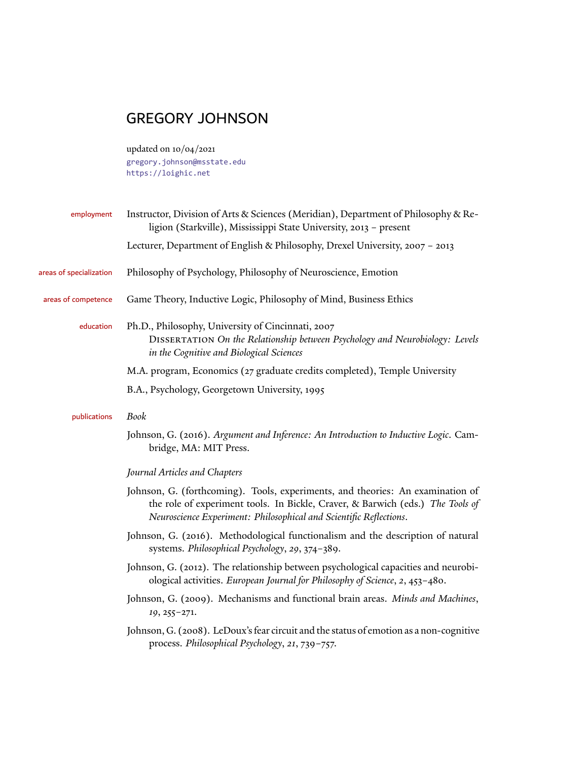# GREGORY JOHNSON

updated on 10/04/2021
gregory.johnson@msstate.edu
https://loighic.net

## employment

Instructor, Division of Arts & Sciences (Meridian), Department of Philosophy & Religion (Starkville), Mississippi State University, 2013 – present

Lecturer, Department of English & Philosophy, Drexel University, 2007 – 2013

## areas of specialization

Philosophy of Psychology, Philosophy of Neuroscience, Emotion

## areas of competence

Game Theory, Inductive Logic, Philosophy of Mind, Business Ethics

## education

Ph.D., Philosophy, University of Cincinnati, 2007
DISSERTATION *On the Relationship between Psychology and Neurobiology: Levels in the Cognitive and Biological Sciences*

M.A. program, Economics (27 graduate credits completed), Temple University

B.A., Psychology, Georgetown University, 1995

## publications

*Book*

Johnson, G. (2016). *Argument and Inference: An Introduction to Inductive Logic*. Cambridge, MA: MIT Press.

*Journal Articles and Chapters*

Johnson, G. (forthcoming). Tools, experiments, and theories: An examination of the role of experiment tools. In Bickle, Craver, & Barwich (eds.) *The Tools of Neuroscience Experiment: Philosophical and Scientific Reflections*.

Johnson, G. (2016). Methodological functionalism and the description of natural systems. *Philosophical Psychology*, *29*, 374–389.

Johnson, G. (2012). The relationship between psychological capacities and neurobiological activities. *European Journal for Philosophy of Science*, *2*, 453–480.

Johnson, G. (2009). Mechanisms and functional brain areas. *Minds and Machines*, *19*, 255–271.

Johnson, G. (2008). LeDoux's fear circuit and the status of emotion as a non-cognitive process. *Philosophical Psychology*, *21*, 739–757.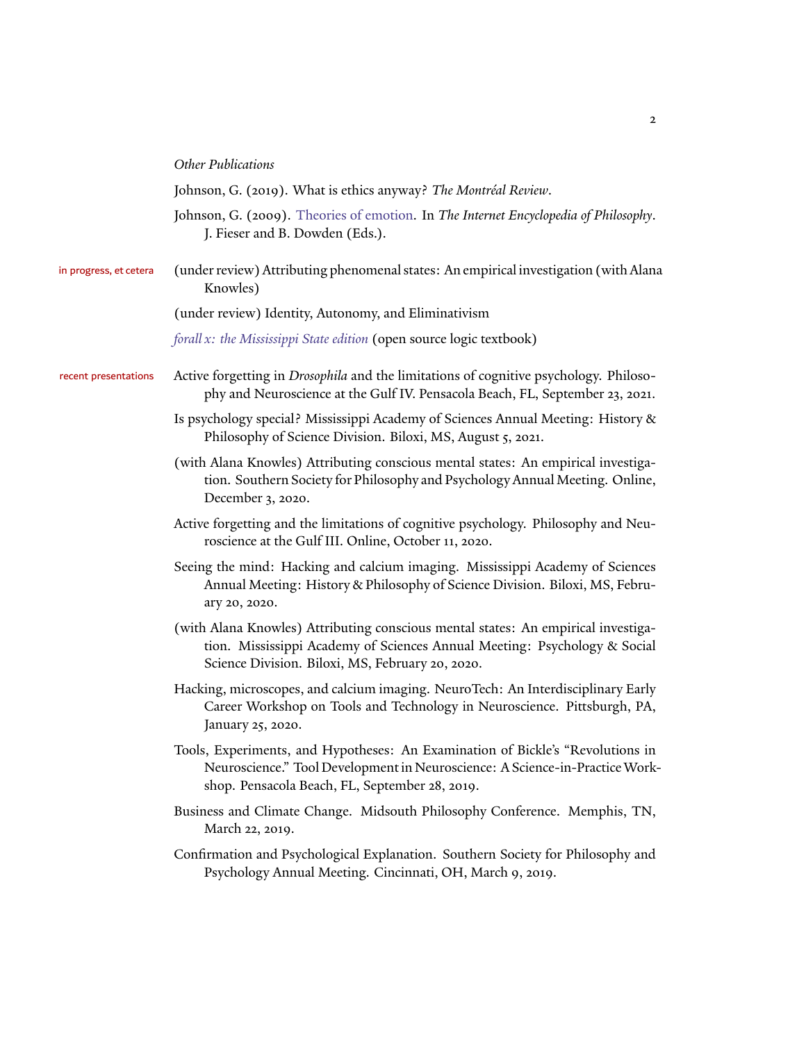*Other Publications*

Johnson, G. (2019). What is ethics anyway? *The Montréal Review*.

Johnson, G. (2009). Theories of emotion. In *The Internet Encyclopedia of Philosophy*. J. Fieser and B. Dowden (Eds.).

## in progress, et cetera

(under review) Attributing phenomenal states: An empirical investigation (with Alana Knowles)

(under review) Identity, Autonomy, and Eliminativism

*forall x: the Mississippi State edition* (open source logic textbook)

## recent presentations

Active forgetting in *Drosophila* and the limitations of cognitive psychology. Philosophy and Neuroscience at the Gulf IV. Pensacola Beach, FL, September 23, 2021.

Is psychology special? Mississippi Academy of Sciences Annual Meeting: History & Philosophy of Science Division. Biloxi, MS, August 5, 2021.

(with Alana Knowles) Attributing conscious mental states: An empirical investigation. Southern Society for Philosophy and Psychology Annual Meeting. Online, December 3, 2020.

Active forgetting and the limitations of cognitive psychology. Philosophy and Neuroscience at the Gulf III. Online, October 11, 2020.

Seeing the mind: Hacking and calcium imaging. Mississippi Academy of Sciences Annual Meeting: History & Philosophy of Science Division. Biloxi, MS, February 20, 2020.

(with Alana Knowles) Attributing conscious mental states: An empirical investigation. Mississippi Academy of Sciences Annual Meeting: Psychology & Social Science Division. Biloxi, MS, February 20, 2020.

Hacking, microscopes, and calcium imaging. NeuroTech: An Interdisciplinary Early Career Workshop on Tools and Technology in Neuroscience. Pittsburgh, PA, January 25, 2020.

Tools, Experiments, and Hypotheses: An Examination of Bickle's "Revolutions in Neuroscience." Tool Development in Neuroscience: A Science-in-Practice Workshop. Pensacola Beach, FL, September 28, 2019.

Business and Climate Change. Midsouth Philosophy Conference. Memphis, TN, March 22, 2019.

Confirmation and Psychological Explanation. Southern Society for Philosophy and Psychology Annual Meeting. Cincinnati, OH, March 9, 2019.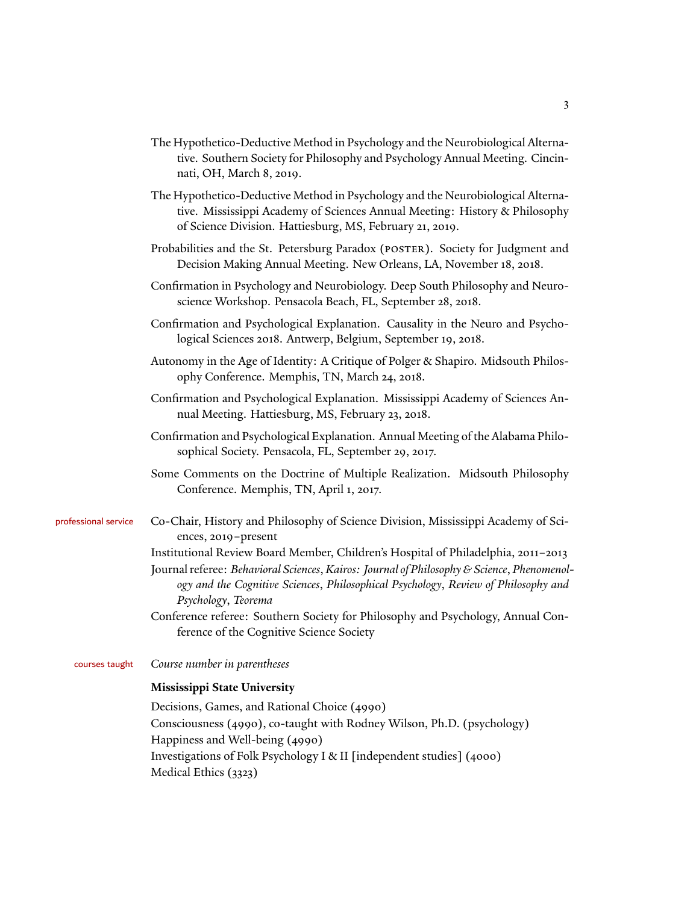The Hypothetico-Deductive Method in Psychology and the Neurobiological Alternative. Southern Society for Philosophy and Psychology Annual Meeting. Cincinnati, OH, March 8, 2019.

The Hypothetico-Deductive Method in Psychology and the Neurobiological Alternative. Mississippi Academy of Sciences Annual Meeting: History & Philosophy of Science Division. Hattiesburg, MS, February 21, 2019.

Probabilities and the St. Petersburg Paradox (POSTER). Society for Judgment and Decision Making Annual Meeting. New Orleans, LA, November 18, 2018.

Confirmation in Psychology and Neurobiology. Deep South Philosophy and Neuroscience Workshop. Pensacola Beach, FL, September 28, 2018.

Confirmation and Psychological Explanation. Causality in the Neuro and Psychological Sciences 2018. Antwerp, Belgium, September 19, 2018.

Autonomy in the Age of Identity: A Critique of Polger & Shapiro. Midsouth Philosophy Conference. Memphis, TN, March 24, 2018.

Confirmation and Psychological Explanation. Mississippi Academy of Sciences Annual Meeting. Hattiesburg, MS, February 23, 2018.

Confirmation and Psychological Explanation. Annual Meeting of the Alabama Philosophical Society. Pensacola, FL, September 29, 2017.

Some Comments on the Doctrine of Multiple Realization. Midsouth Philosophy Conference. Memphis, TN, April 1, 2017.

## professional service

Co-Chair, History and Philosophy of Science Division, Mississippi Academy of Sciences, 2019–present

Institutional Review Board Member, Children's Hospital of Philadelphia, 2011–2013

Journal referee: *Behavioral Sciences*, *Kairos: Journal of Philosophy & Science*, *Phenomenology and the Cognitive Sciences*, *Philosophical Psychology*, *Review of Philosophy and Psychology*, *Teorema*

Conference referee: Southern Society for Philosophy and Psychology, Annual Conference of the Cognitive Science Society

## courses taught

*Course number in parentheses*

**Mississippi State University**

Decisions, Games, and Rational Choice (4990)
Consciousness (4990), co-taught with Rodney Wilson, Ph.D. (psychology)
Happiness and Well-being (4990)
Investigations of Folk Psychology I & II [independent studies] (4000)
Medical Ethics (3323)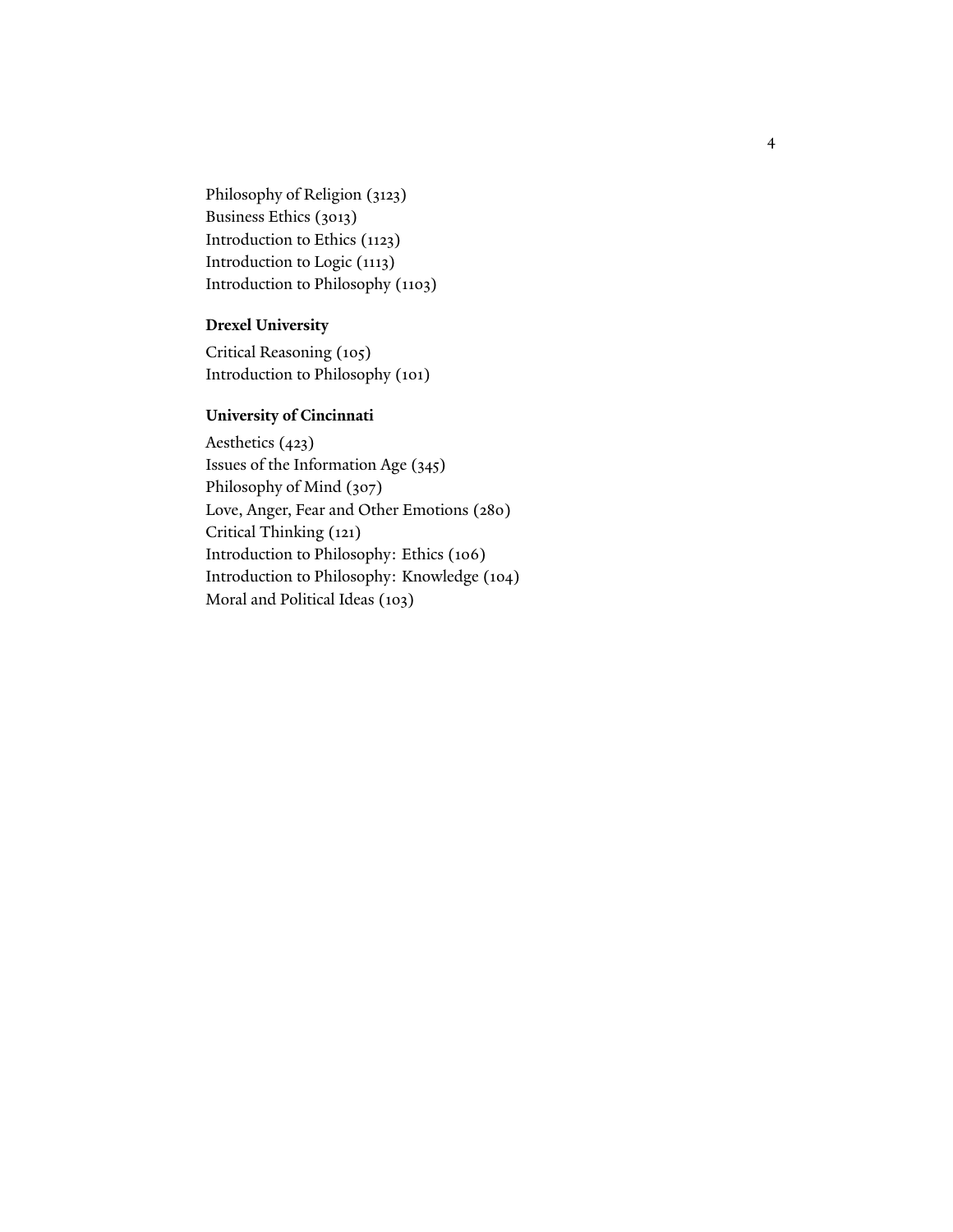Philosophy of Religion (3123)
Business Ethics (3013)
Introduction to Ethics (1123)
Introduction to Logic (1113)
Introduction to Philosophy (1103)

**Drexel University**

Critical Reasoning (105)
Introduction to Philosophy (101)

**University of Cincinnati**

Aesthetics (423)
Issues of the Information Age (345)
Philosophy of Mind (307)
Love, Anger, Fear and Other Emotions (280)
Critical Thinking (121)
Introduction to Philosophy: Ethics (106)
Introduction to Philosophy: Knowledge (104)
Moral and Political Ideas (103)